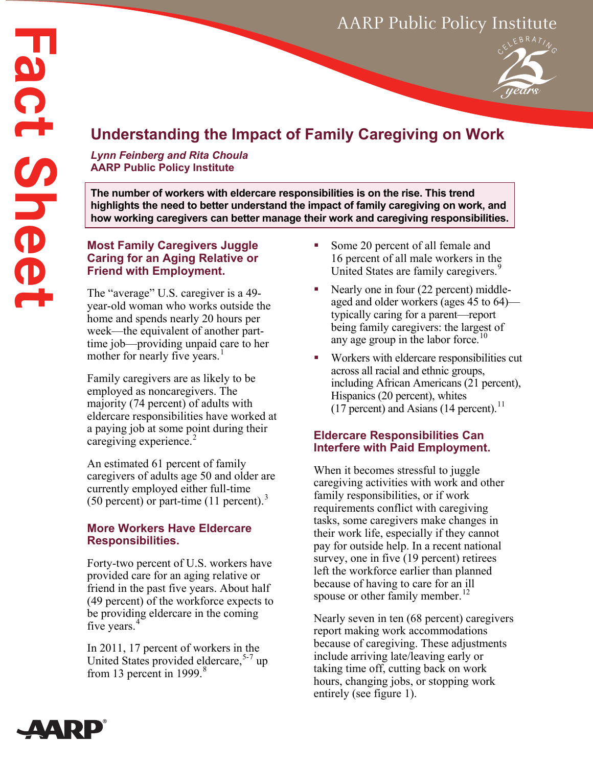# Understanding the Impact of Family Caregiving on Work

*Lynn Feinberg and Rita Choula*
**AARP Public Policy Institute**

**The number of workers with eldercare responsibilities is on the rise. This trend highlights the need to better understand the impact of family caregiving on work, and how working caregivers can better manage their work and caregiving responsibilities.**

## Most Family Caregivers Juggle Caring for an Aging Relative or Friend with Employment.

The "average" U.S. caregiver is a 49-year-old woman who works outside the home and spends nearly 20 hours per week—the equivalent of another part-time job—providing unpaid care to her mother for nearly five years.[1]

Family caregivers are as likely to be employed as noncaregivers. The majority (74 percent) of adults with eldercare responsibilities have worked at a paying job at some point during their caregiving experience.[2]

An estimated 61 percent of family caregivers of adults age 50 and older are currently employed either full-time (50 percent) or part-time (11 percent).[3]

## More Workers Have Eldercare Responsibilities.

Forty-two percent of U.S. workers have provided care for an aging relative or friend in the past five years. About half (49 percent) of the workforce expects to be providing eldercare in the coming five years.[4]

In 2011, 17 percent of workers in the United States provided eldercare,[5-7] up from 13 percent in 1999.[8]

- Some 20 percent of all female and 16 percent of all male workers in the United States are family caregivers.[9]
- Nearly one in four (22 percent) middle-aged and older workers (ages 45 to 64)—typically caring for a parent—report being family caregivers: the largest of any age group in the labor force.[10]
- Workers with eldercare responsibilities cut across all racial and ethnic groups, including African Americans (21 percent), Hispanics (20 percent), whites (17 percent) and Asians (14 percent).[11]

## Eldercare Responsibilities Can Interfere with Paid Employment.

When it becomes stressful to juggle caregiving activities with work and other family responsibilities, or if work requirements conflict with caregiving tasks, some caregivers make changes in their work life, especially if they cannot pay for outside help. In a recent national survey, one in five (19 percent) retirees left the workforce earlier than planned because of having to care for an ill spouse or other family member.[12]

Nearly seven in ten (68 percent) caregivers report making work accommodations because of caregiving. These adjustments include arriving late/leaving early or taking time off, cutting back on work hours, changing jobs, or stopping work entirely (see figure 1).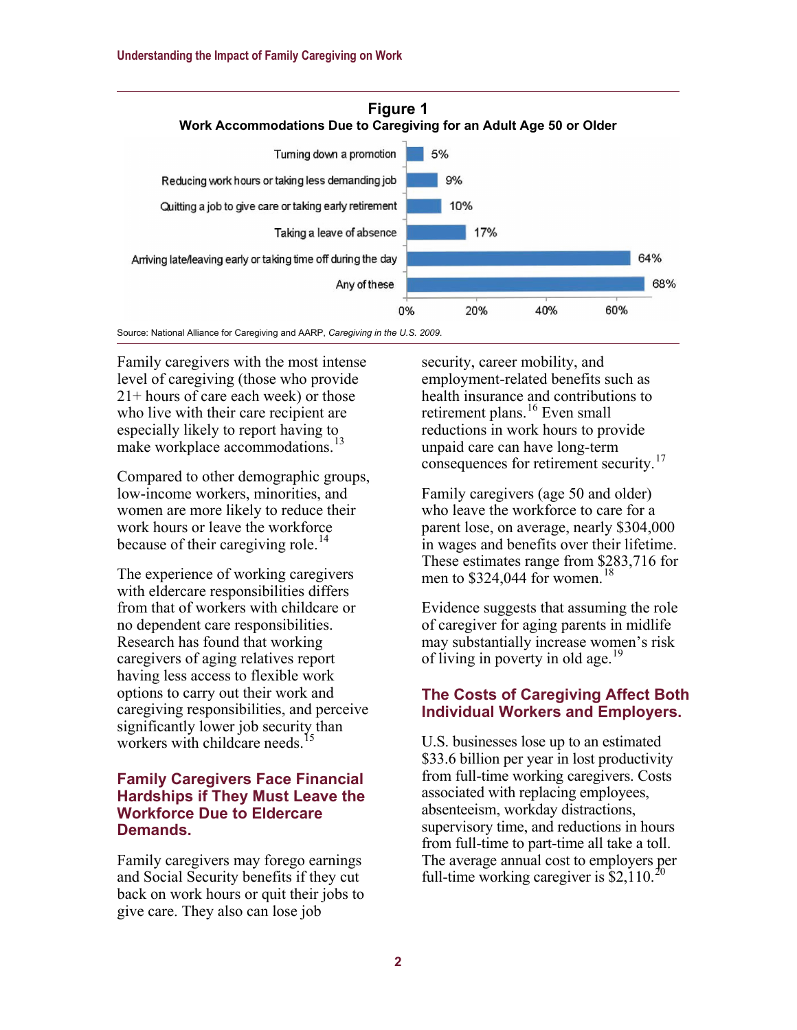**Figure 1**
**Work Accommodations Due to Caregiving for an Adult Age 50 or Older**

| Accommodation | Percent |
|---|---|
| Turning down a promotion | 5% |
| Reducing work hours or taking less demanding job | 9% |
| Quitting a job to give care or taking early retirement | 10% |
| Taking a leave of absence | 17% |
| Arriving late/leaving early or taking time off during the day | 64% |
| Any of these | 68% |

Source: National Alliance for Caregiving and AARP, *Caregiving in the U.S. 2009*.

Family caregivers with the most intense level of caregiving (those who provide 21+ hours of care each week) or those who live with their care recipient are especially likely to report having to make workplace accommodations.[13]

Compared to other demographic groups, low-income workers, minorities, and women are more likely to reduce their work hours or leave the workforce because of their caregiving role.[14]

The experience of working caregivers with eldercare responsibilities differs from that of workers with childcare or no dependent care responsibilities. Research has found that working caregivers of aging relatives report having less access to flexible work options to carry out their work and caregiving responsibilities, and perceive significantly lower job security than workers with childcare needs.[15]

## Family Caregivers Face Financial Hardships if They Must Leave the Workforce Due to Eldercare Demands.

Family caregivers may forego earnings and Social Security benefits if they cut back on work hours or quit their jobs to give care. They also can lose job security, career mobility, and employment-related benefits such as health insurance and contributions to retirement plans.[16] Even small reductions in work hours to provide unpaid care can have long-term consequences for retirement security.[17]

Family caregivers (age 50 and older) who leave the workforce to care for a parent lose, on average, nearly $304,000 in wages and benefits over their lifetime. These estimates range from $283,716 for men to $324,044 for women.[18]

Evidence suggests that assuming the role of caregiver for aging parents in midlife may substantially increase women's risk of living in poverty in old age.[19]

## The Costs of Caregiving Affect Both Individual Workers and Employers.

U.S. businesses lose up to an estimated $33.6 billion per year in lost productivity from full-time working caregivers. Costs associated with replacing employees, absenteeism, workday distractions, supervisory time, and reductions in hours from full-time to part-time all take a toll. The average annual cost to employers per full-time working caregiver is $2,110.[20]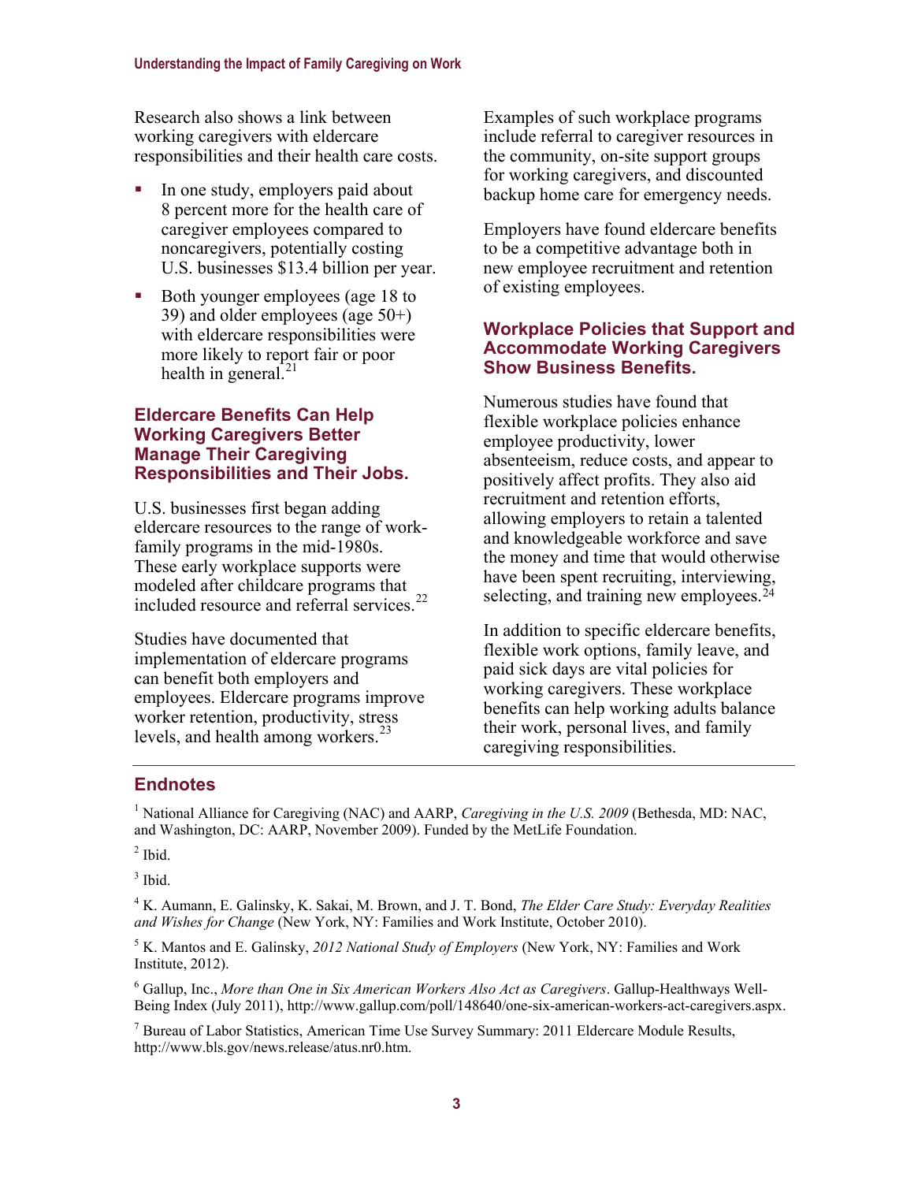Research also shows a link between working caregivers with eldercare responsibilities and their health care costs.

- In one study, employers paid about 8 percent more for the health care of caregiver employees compared to noncaregivers, potentially costing U.S. businesses $13.4 billion per year.
- Both younger employees (age 18 to 39) and older employees (age 50+) with eldercare responsibilities were more likely to report fair or poor health in general.[21]

### Eldercare Benefits Can Help Working Caregivers Better Manage Their Caregiving Responsibilities and Their Jobs.

U.S. businesses first began adding eldercare resources to the range of work-family programs in the mid-1980s. These early workplace supports were modeled after childcare programs that included resource and referral services.[22]

Studies have documented that implementation of eldercare programs can benefit both employers and employees. Eldercare programs improve worker retention, productivity, stress levels, and health among workers.[23]

Examples of such workplace programs include referral to caregiver resources in the community, on-site support groups for working caregivers, and discounted backup home care for emergency needs.

Employers have found eldercare benefits to be a competitive advantage both in new employee recruitment and retention of existing employees.

### Workplace Policies that Support and Accommodate Working Caregivers Show Business Benefits.

Numerous studies have found that flexible workplace policies enhance employee productivity, lower absenteeism, reduce costs, and appear to positively affect profits. They also aid recruitment and retention efforts, allowing employers to retain a talented and knowledgeable workforce and save the money and time that would otherwise have been spent recruiting, interviewing, selecting, and training new employees.[24]

In addition to specific eldercare benefits, flexible work options, family leave, and paid sick days are vital policies for working caregivers. These workplace benefits can help working adults balance their work, personal lives, and family caregiving responsibilities.

## Endnotes

[1] National Alliance for Caregiving (NAC) and AARP, *Caregiving in the U.S. 2009* (Bethesda, MD: NAC, and Washington, DC: AARP, November 2009). Funded by the MetLife Foundation.

[2] Ibid.

[3] Ibid.

[4] K. Aumann, E. Galinsky, K. Sakai, M. Brown, and J. T. Bond, *The Elder Care Study: Everyday Realities and Wishes for Change* (New York, NY: Families and Work Institute, October 2010).

[5] K. Mantos and E. Galinsky, *2012 National Study of Employers* (New York, NY: Families and Work Institute, 2012).

[6] Gallup, Inc., *More than One in Six American Workers Also Act as Caregivers*. Gallup-Healthways Well-Being Index (July 2011), http://www.gallup.com/poll/148640/one-six-american-workers-act-caregivers.aspx.

[7] Bureau of Labor Statistics, American Time Use Survey Summary: 2011 Eldercare Module Results, http://www.bls.gov/news.release/atus.nr0.htm.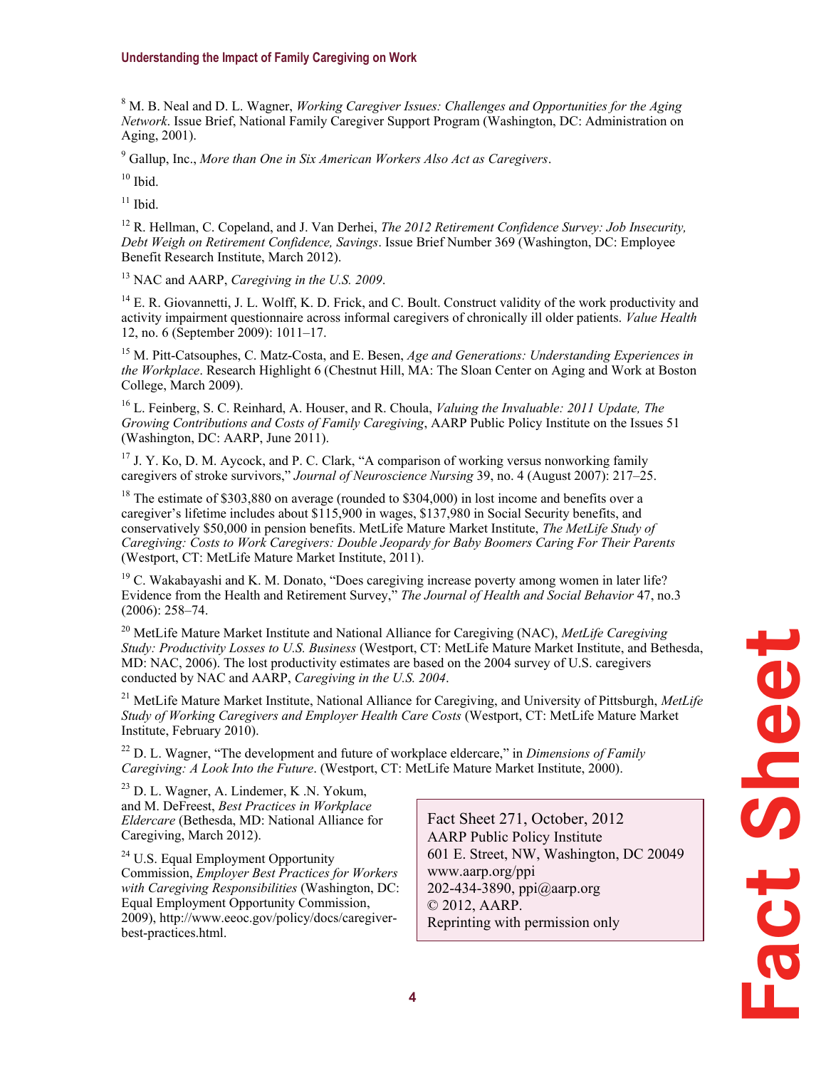[8] M. B. Neal and D. L. Wagner, *Working Caregiver Issues: Challenges and Opportunities for the Aging Network*. Issue Brief, National Family Caregiver Support Program (Washington, DC: Administration on Aging, 2001).

[9] Gallup, Inc., *More than One in Six American Workers Also Act as Caregivers*.

[10] Ibid.

[11] Ibid.

[12] R. Hellman, C. Copeland, and J. Van Derhei, *The 2012 Retirement Confidence Survey: Job Insecurity, Debt Weigh on Retirement Confidence, Savings*. Issue Brief Number 369 (Washington, DC: Employee Benefit Research Institute, March 2012).

[13] NAC and AARP, *Caregiving in the U.S. 2009*.

[14] E. R. Giovannetti, J. L. Wolff, K. D. Frick, and C. Boult. Construct validity of the work productivity and activity impairment questionnaire across informal caregivers of chronically ill older patients. *Value Health* 12, no. 6 (September 2009): 1011–17.

[15] M. Pitt-Catsouphes, C. Matz-Costa, and E. Besen, *Age and Generations: Understanding Experiences in the Workplace*. Research Highlight 6 (Chestnut Hill, MA: The Sloan Center on Aging and Work at Boston College, March 2009).

[16] L. Feinberg, S. C. Reinhard, A. Houser, and R. Choula, *Valuing the Invaluable: 2011 Update, The Growing Contributions and Costs of Family Caregiving*, AARP Public Policy Institute on the Issues 51 (Washington, DC: AARP, June 2011).

[17] J. Y. Ko, D. M. Aycock, and P. C. Clark, "A comparison of working versus nonworking family caregivers of stroke survivors," *Journal of Neuroscience Nursing* 39, no. 4 (August 2007): 217–25.

[18] The estimate of $303,880 on average (rounded to $304,000) in lost income and benefits over a caregiver's lifetime includes about $115,900 in wages, $137,980 in Social Security benefits, and conservatively $50,000 in pension benefits. MetLife Mature Market Institute, *The MetLife Study of Caregiving: Costs to Work Caregivers: Double Jeopardy for Baby Boomers Caring For Their Parents* (Westport, CT: MetLife Mature Market Institute, 2011).

[19] C. Wakabayashi and K. M. Donato, "Does caregiving increase poverty among women in later life? Evidence from the Health and Retirement Survey," *The Journal of Health and Social Behavior* 47, no.3 (2006): 258–74.

[20] MetLife Mature Market Institute and National Alliance for Caregiving (NAC), *MetLife Caregiving Study: Productivity Losses to U.S. Business* (Westport, CT: MetLife Mature Market Institute, and Bethesda, MD: NAC, 2006). The lost productivity estimates are based on the 2004 survey of U.S. caregivers conducted by NAC and AARP, *Caregiving in the U.S. 2004*.

[21] MetLife Mature Market Institute, National Alliance for Caregiving, and University of Pittsburgh, *MetLife Study of Working Caregivers and Employer Health Care Costs* (Westport, CT: MetLife Mature Market Institute, February 2010).

[22] D. L. Wagner, "The development and future of workplace eldercare," in *Dimensions of Family Caregiving: A Look Into the Future*. (Westport, CT: MetLife Mature Market Institute, 2000).

[23] D. L. Wagner, A. Lindemer, K .N. Yokum, and M. DeFreest, *Best Practices in Workplace Eldercare* (Bethesda, MD: National Alliance for Caregiving, March 2012).

[24] U.S. Equal Employment Opportunity Commission, *Employer Best Practices for Workers with Caregiving Responsibilities* (Washington, DC: Equal Employment Opportunity Commission, 2009), http://www.eeoc.gov/policy/docs/caregiver-best-practices.html.

Fact Sheet 271, October, 2012
AARP Public Policy Institute
601 E. Street, NW, Washington, DC 20049
www.aarp.org/ppi
202-434-3890, ppi@aarp.org
© 2012, AARP.
Reprinting with permission only

**Fact Sheet**